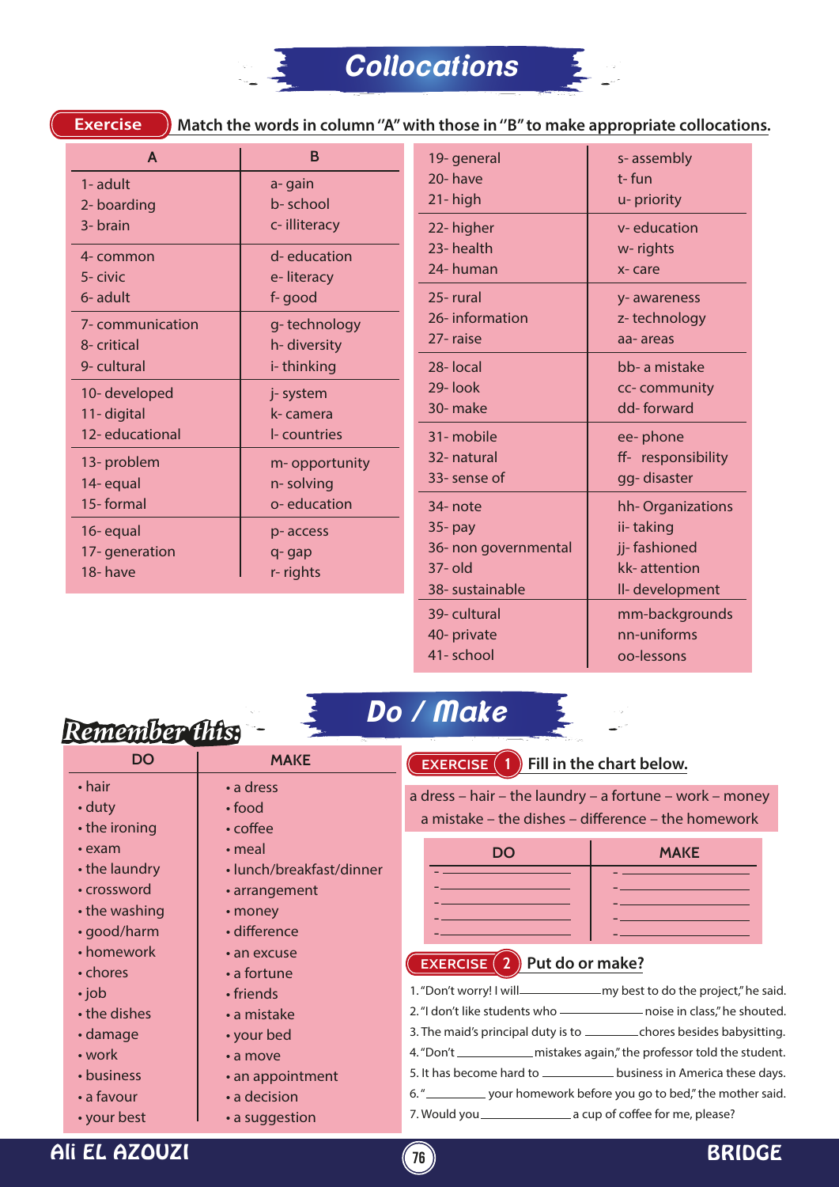# Collocations

**Exercise** Match the words in column "A" with those in "B" to make appropriate collocations.

| A | B |
|---|---|
| 1- adult | a- gain |
| 2- boarding | b- school |
| 3- brain | c- illiteracy |
| 4- common | d- education |
| 5- civic | e- literacy |
| 6- adult | f- good |
| 7- communication | g- technology |
| 8- critical | h- diversity |
| 9- cultural | i- thinking |
| 10- developed | j- system |
| 11- digital | k- camera |
| 12- educational | l- countries |
| 13- problem | m- opportunity |
| 14- equal | n- solving |
| 15- formal | o- education |
| 16- equal | p- access |
| 17- generation | q- gap |
| 18- have | r- rights |
| 19- general | s- assembly |
| 20- have | t- fun |
| 21- high | u- priority |
| 22- higher | v- education |
| 23- health | w- rights |
| 24- human | x- care |
| 25- rural | y- awareness |
| 26- information | z- technology |
| 27- raise | aa- areas |
| 28- local | bb- a mistake |
| 29- look | cc- community |
| 30- make | dd- forward |
| 31- mobile | ee- phone |
| 32- natural | ff- responsibility |
| 33- sense of | gg- disaster |
| 34- note | hh- Organizations |
| 35- pay | ii- taking |
| 36- non governmental | jj- fashioned |
| 37- old | kk- attention |
| 38- sustainable | ll- development |
| 39- cultural | mm-backgrounds |
| 40- private | nn-uniforms |
| 41- school | oo-lessons |

# Do / Make

## Remember this:

| DO | MAKE |
|---|---|
| • hair | • a dress |
| • duty | • food |
| • the ironing | • coffee |
| • exam | • meal |
| • the laundry | • lunch/breakfast/dinner |
| • crossword | • arrangement |
| • the washing | • money |
| • good/harm | • difference |
| • homework | • an excuse |
| • chores | • a fortune |
| • job | • friends |
| • the dishes | • a mistake |
| • damage | • your bed |
| • work | • a move |
| • business | • an appointment |
| • a favour | • a decision |
| • your best | • a suggestion |

**EXERCISE 1** Fill in the chart below.

a dress – hair – the laundry – a fortune – work – money
a mistake – the dishes – difference – the homework

| DO | MAKE |
|---|---|
| - ______________ | - ______________ |
| - ______________ | - ______________ |
| - ______________ | - ______________ |
| - ______________ | - ______________ |
| - ______________ | - ______________ |

**EXERCISE 2** Put do or make?

1. "Don't worry! I will__________my best to do the project," he said.
2. "I don't like students who __________ noise in class," he shouted.
3. The maid's principal duty is to ________chores besides babysitting.
4. "Don't __________ mistakes again," the professor told the student.
5. It has become hard to __________ business in America these days.
6. "__________ your homework before you go to bed," the mother said.
7. Would you__________ a cup of coffee for me, please?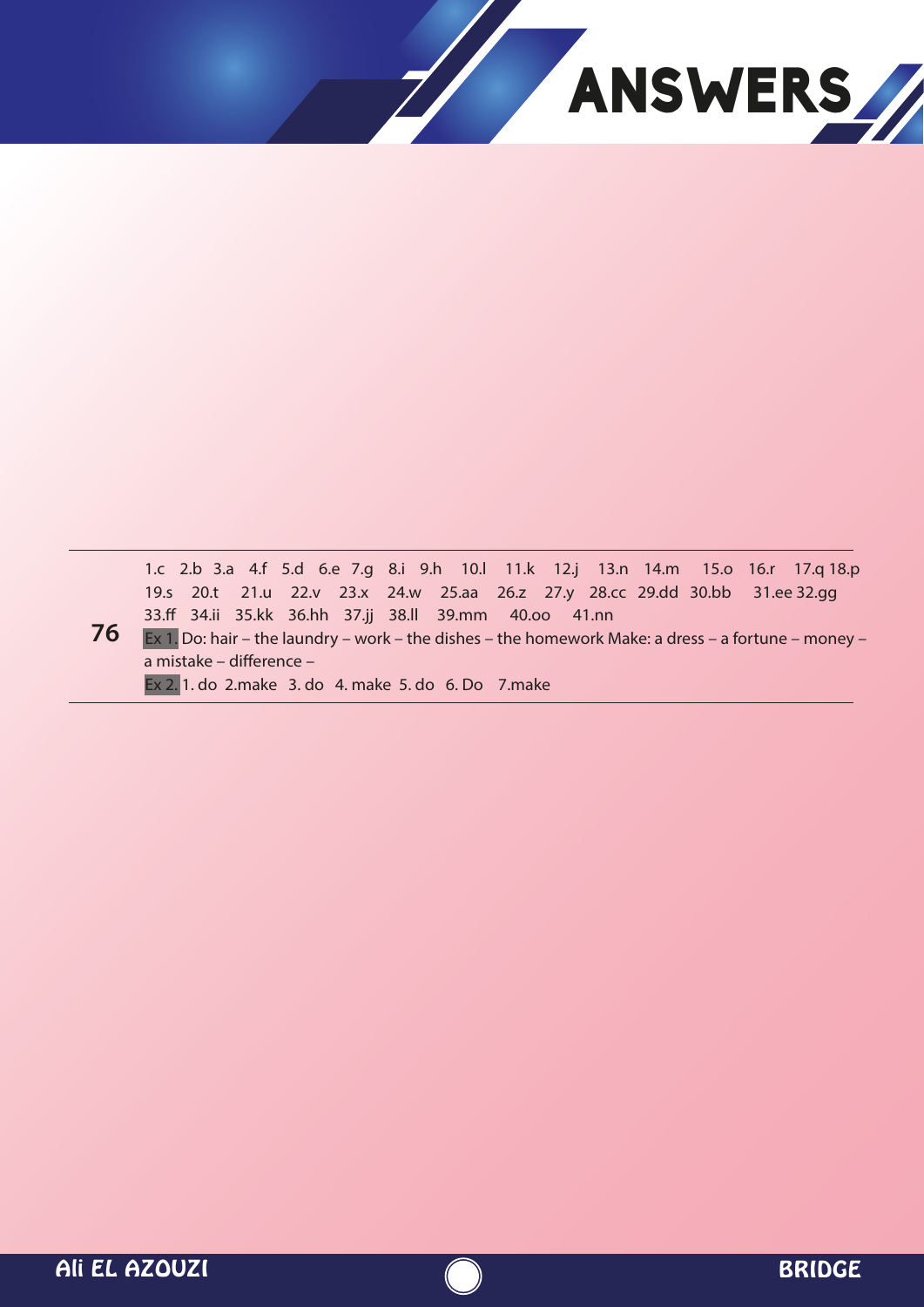# ANSWERS

76

1.c 2.b 3.a 4.f 5.d 6.e 7.g 8.i 9.h 10.l 11.k 12.j 13.n 14.m 15.o 16.r 17.q 18.p 19.s 20.t 21.u 22.v 23.x 24.w 25.aa 26.z 27.y 28.cc 29.dd 30.bb 31.ee 32.gg 33.ff 34.ii 35.kk 36.hh 37.jj 38.ll 39.mm 40.oo 41.nn

Ex 1. Do: hair – the laundry – work – the dishes – the homework Make: a dress – a fortune – money – a mistake – difference –

Ex 2. 1. do 2.make 3. do 4. make 5. do 6. Do 7.make